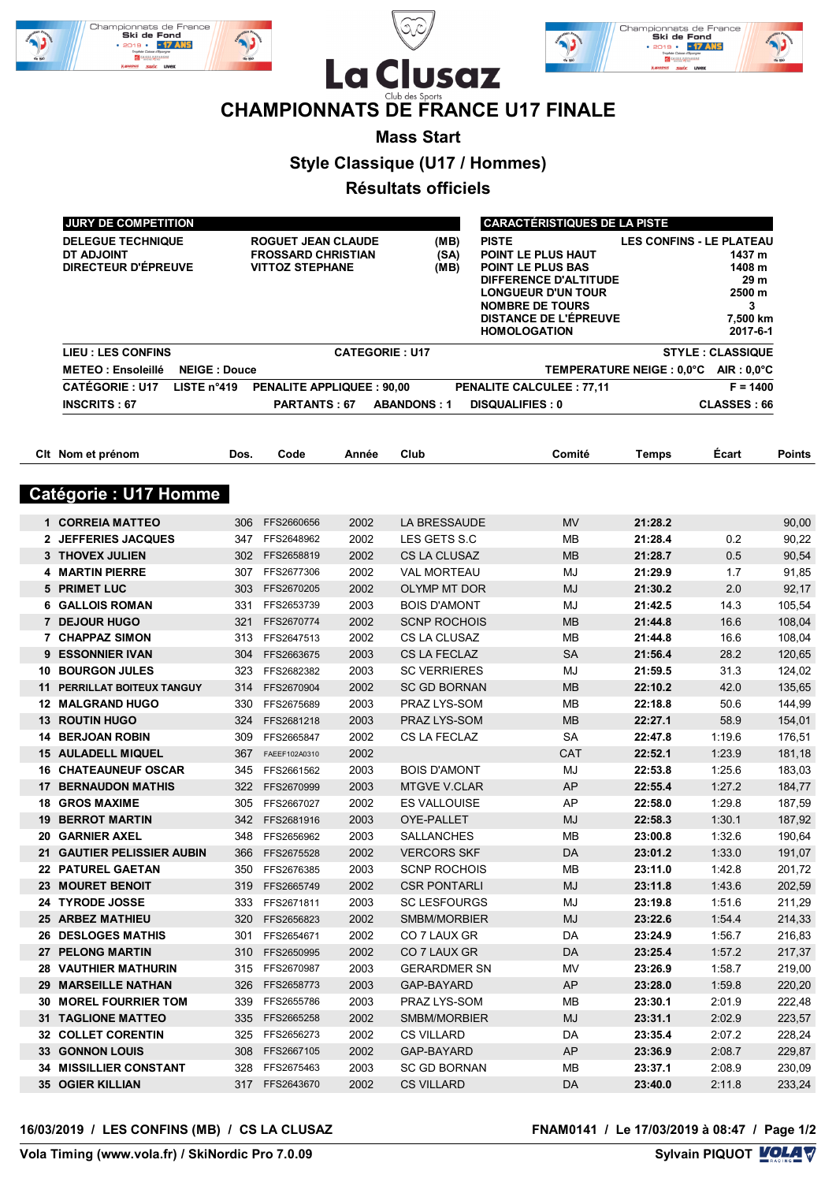# CHAMPIONNATS DE FRANCE U17 FINALE

## Mass Start

## Style Classique (U17 / Hommes)

## Résultats officiels

| JURY DE COMPETITION | | |
|---|---|---|
| DELEGUE TECHNIQUE | ROGUET JEAN CLAUDE | (MB) |
| DT ADJOINT | FROSSARD CHRISTIAN | (SA) |
| DIRECTEUR D'ÉPREUVE | VITTOZ STEPHANE | (MB) |

| CARACTÉRISTIQUES DE LA PISTE | |
|---|---|
| PISTE | LES CONFINS - LE PLATEAU |
| POINT LE PLUS HAUT | 1437 m |
| POINT LE PLUS BAS | 1408 m |
| DIFFERENCE D'ALTITUDE | 29 m |
| LONGUEUR D'UN TOUR | 2500 m |
| NOMBRE DE TOURS | 3 |
| DISTANCE DE L'ÉPREUVE | 7,500 km |
| HOMOLOGATION | 2017-6-1 |

**LIEU : LES CONFINS** — **CATEGORIE : U17** — **STYLE : CLASSIQUE**

**METEO : Ensoleillé** — **NEIGE : Douce** — **TEMPERATURE NEIGE : 0,0°C** — **AIR : 0,0°C**

**CATÉGORIE : U17** — **LISTE n°419** — **PENALITE APPLIQUEE : 90,00** — **PENALITE CALCULEE : 77,11** — **F = 1400**

**INSCRITS : 67** — **PARTANTS : 67** — **ABANDONS : 1** — **DISQUALIFIES : 0** — **CLASSES : 66**

## Catégorie : U17 Homme

| Clt | Nom et prénom | Dos. | Code | Année | Club | Comité | Temps | Écart | Points |
|---|---|---|---|---|---|---|---|---|---|
| 1 | CORREIA MATTEO | 306 | FFS2660656 | 2002 | LA BRESSAUDE | MV | 21:28.2 | | 90,00 |
| 2 | JEFFERIES JACQUES | 347 | FFS2648962 | 2002 | LES GETS S.C | MB | 21:28.4 | 0.2 | 90,22 |
| 3 | THOVEX JULIEN | 302 | FFS2658819 | 2002 | CS LA CLUSAZ | MB | 21:28.7 | 0.5 | 90,54 |
| 4 | MARTIN PIERRE | 307 | FFS2677306 | 2002 | VAL MORTEAU | MJ | 21:29.9 | 1.7 | 91,85 |
| 5 | PRIMET LUC | 303 | FFS2670205 | 2002 | OLYMP MT DOR | MJ | 21:30.2 | 2.0 | 92,17 |
| 6 | GALLOIS ROMAN | 331 | FFS2653739 | 2003 | BOIS D'AMONT | MJ | 21:42.5 | 14.3 | 105,54 |
| 7 | DEJOUR HUGO | 321 | FFS2670774 | 2002 | SCNP ROCHOIS | MB | 21:44.8 | 16.6 | 108,04 |
| 7 | CHAPPAZ SIMON | 313 | FFS2647513 | 2002 | CS LA CLUSAZ | MB | 21:44.8 | 16.6 | 108,04 |
| 9 | ESSONNIER IVAN | 304 | FFS2663675 | 2003 | CS LA FECLAZ | SA | 21:56.4 | 28.2 | 120,65 |
| 10 | BOURGON JULES | 323 | FFS2682382 | 2003 | SC VERRIERES | MJ | 21:59.5 | 31.3 | 124,02 |
| 11 | PERRILLAT BOITEUX TANGUY | 314 | FFS2670904 | 2002 | SC GD BORNAN | MB | 22:10.2 | 42.0 | 135,65 |
| 12 | MALGRAND HUGO | 330 | FFS2675689 | 2003 | PRAZ LYS-SOM | MB | 22:18.8 | 50.6 | 144,99 |
| 13 | ROUTIN HUGO | 324 | FFS2681218 | 2003 | PRAZ LYS-SOM | MB | 22:27.1 | 58.9 | 154,01 |
| 14 | BERJOAN ROBIN | 309 | FFS2665847 | 2002 | CS LA FECLAZ | SA | 22:47.8 | 1:19.6 | 176,51 |
| 15 | AULADELL MIQUEL | 367 | FAEEF102A0310 | 2002 | | CAT | 22:52.1 | 1:23.9 | 181,18 |
| 16 | CHATEAUNEUF OSCAR | 345 | FFS2661562 | 2003 | BOIS D'AMONT | MJ | 22:53.8 | 1:25.6 | 183,03 |
| 17 | BERNAUDON MATHIS | 322 | FFS2670999 | 2003 | MTGVE V.CLAR | AP | 22:55.4 | 1:27.2 | 184,77 |
| 18 | GROS MAXIME | 305 | FFS2667027 | 2002 | ES VALLOUISE | AP | 22:58.0 | 1:29.8 | 187,59 |
| 19 | BERROT MARTIN | 342 | FFS2681916 | 2003 | OYE-PALLET | MJ | 22:58.3 | 1:30.1 | 187,92 |
| 20 | GARNIER AXEL | 348 | FFS2656962 | 2003 | SALLANCHES | MB | 23:00.8 | 1:32.6 | 190,64 |
| 21 | GAUTIER PELISSIER AUBIN | 366 | FFS2675528 | 2002 | VERCORS SKF | DA | 23:01.2 | 1:33.0 | 191,07 |
| 22 | PATUREL GAETAN | 350 | FFS2676385 | 2003 | SCNP ROCHOIS | MB | 23:11.0 | 1:42.8 | 201,72 |
| 23 | MOURET BENOIT | 319 | FFS2665749 | 2002 | CSR PONTARLI | MJ | 23:11.8 | 1:43.6 | 202,59 |
| 24 | TYRODE JOSSE | 333 | FFS2671811 | 2003 | SC LESFOURGS | MJ | 23:19.8 | 1:51.6 | 211,29 |
| 25 | ARBEZ MATHIEU | 320 | FFS2656823 | 2002 | SMBM/MORBIER | MJ | 23:22.6 | 1:54.4 | 214,33 |
| 26 | DESLOGES MATHIS | 301 | FFS2654671 | 2002 | CO 7 LAUX GR | DA | 23:24.9 | 1:56.7 | 216,83 |
| 27 | PELONG MARTIN | 310 | FFS2650995 | 2002 | CO 7 LAUX GR | DA | 23:25.4 | 1:57.2 | 217,37 |
| 28 | VAUTHIER MATHURIN | 315 | FFS2670987 | 2003 | GERARDMER SN | MV | 23:26.9 | 1:58.7 | 219,00 |
| 29 | MARSEILLE NATHAN | 326 | FFS2658773 | 2003 | GAP-BAYARD | AP | 23:28.0 | 1:59.8 | 220,20 |
| 30 | MOREL FOURRIER TOM | 339 | FFS2655786 | 2003 | PRAZ LYS-SOM | MB | 23:30.1 | 2:01.9 | 222,48 |
| 31 | TAGLIONE MATTEO | 335 | FFS2665258 | 2002 | SMBM/MORBIER | MJ | 23:31.1 | 2:02.9 | 223,57 |
| 32 | COLLET CORENTIN | 325 | FFS2656273 | 2002 | CS VILLARD | DA | 23:35.4 | 2:07.2 | 228,24 |
| 33 | GONNON LOUIS | 308 | FFS2667105 | 2002 | GAP-BAYARD | AP | 23:36.9 | 2:08.7 | 229,87 |
| 34 | MISSILLIER CONSTANT | 328 | FFS2675463 | 2003 | SC GD BORNAN | MB | 23:37.1 | 2:08.9 | 230,09 |
| 35 | OGIER KILLIAN | 317 | FFS2643670 | 2002 | CS VILLARD | DA | 23:40.0 | 2:11.8 | 233,24 |

16/03/2019 / LES CONFINS (MB) / CS LA CLUSAZ — FNAM0141 / Le 17/03/2019 à 08:47

Vola Timing (www.vola.fr) / SkiNordic Pro 7.0.09 — Sylvain PIQUOT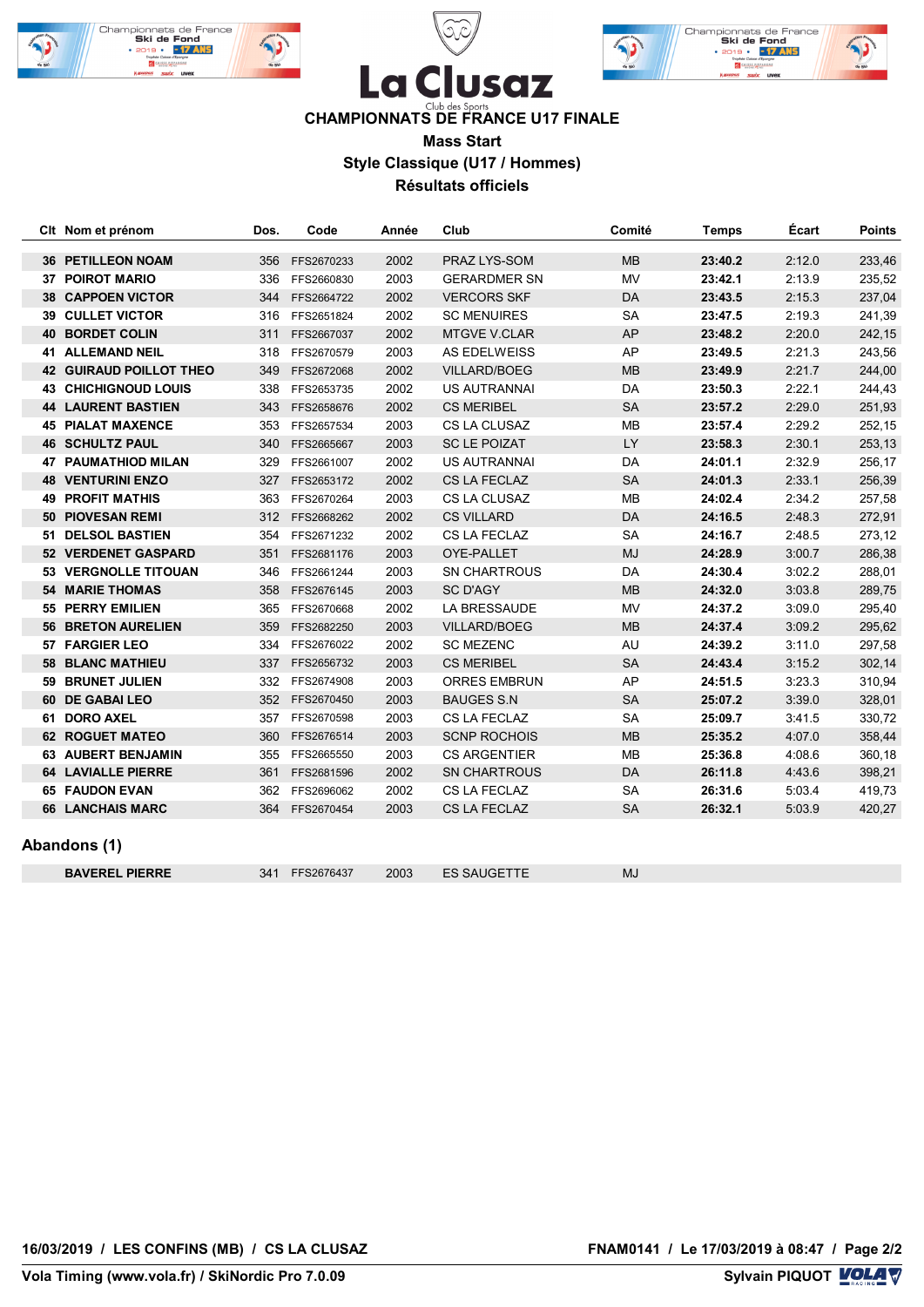# CHAMPIONNATS DE FRANCE U17 FINALE

**Mass Start**

**Style Classique (U17 / Hommes)**

**Résultats officiels**

| Clt | Nom et prénom | Dos. | Code | Année | Club | Comité | Temps | Écart | Points |
|---|---|---|---|---|---|---|---|---|---|
| 36 | PETILLEON NOAM | 356 | FFS2670233 | 2002 | PRAZ LYS-SOM | MB | 23:40.2 | 2:12.0 | 233,46 |
| 37 | POIROT MARIO | 336 | FFS2660830 | 2003 | GERARDMER SN | MV | 23:42.1 | 2:13.9 | 235,52 |
| 38 | CAPPOEN VICTOR | 344 | FFS2664722 | 2002 | VERCORS SKF | DA | 23:43.5 | 2:15.3 | 237,04 |
| 39 | CULLET VICTOR | 316 | FFS2651824 | 2002 | SC MENUIRES | SA | 23:47.5 | 2:19.3 | 241,39 |
| 40 | BORDET COLIN | 311 | FFS2667037 | 2002 | MTGVE V.CLAR | AP | 23:48.2 | 2:20.0 | 242,15 |
| 41 | ALLEMAND NEIL | 318 | FFS2670579 | 2003 | AS EDELWEISS | AP | 23:49.5 | 2:21.3 | 243,56 |
| 42 | GUIRAUD POILLOT THEO | 349 | FFS2672068 | 2002 | VILLARD/BOEG | MB | 23:49.9 | 2:21.7 | 244,00 |
| 43 | CHICHIGNOUD LOUIS | 338 | FFS2653735 | 2002 | US AUTRANNAI | DA | 23:50.3 | 2:22.1 | 244,43 |
| 44 | LAURENT BASTIEN | 343 | FFS2658676 | 2002 | CS MERIBEL | SA | 23:57.2 | 2:29.0 | 251,93 |
| 45 | PIALAT MAXENCE | 353 | FFS2657534 | 2003 | CS LA CLUSAZ | MB | 23:57.4 | 2:29.2 | 252,15 |
| 46 | SCHULTZ PAUL | 340 | FFS2665667 | 2003 | SC LE POIZAT | LY | 23:58.3 | 2:30.1 | 253,13 |
| 47 | PAUMATHIOD MILAN | 329 | FFS2661007 | 2002 | US AUTRANNAI | DA | 24:01.1 | 2:32.9 | 256,17 |
| 48 | VENTURINI ENZO | 327 | FFS2653172 | 2002 | CS LA FECLAZ | SA | 24:01.3 | 2:33.1 | 256,39 |
| 49 | PROFIT MATHIS | 363 | FFS2670264 | 2003 | CS LA CLUSAZ | MB | 24:02.4 | 2:34.2 | 257,58 |
| 50 | PIOVESAN REMI | 312 | FFS2668262 | 2002 | CS VILLARD | DA | 24:16.5 | 2:48.3 | 272,91 |
| 51 | DELSOL BASTIEN | 354 | FFS2671232 | 2002 | CS LA FECLAZ | SA | 24:16.7 | 2:48.5 | 273,12 |
| 52 | VERDENET GASPARD | 351 | FFS2681176 | 2003 | OYE-PALLET | MJ | 24:28.9 | 3:00.7 | 286,38 |
| 53 | VERGNOLLE TITOUAN | 346 | FFS2661244 | 2003 | SN CHARTROUS | DA | 24:30.4 | 3:02.2 | 288,01 |
| 54 | MARIE THOMAS | 358 | FFS2676145 | 2003 | SC D'AGY | MB | 24:32.0 | 3:03.8 | 289,75 |
| 55 | PERRY EMILIEN | 365 | FFS2670668 | 2002 | LA BRESSAUDE | MV | 24:37.2 | 3:09.0 | 295,40 |
| 56 | BRETON AURELIEN | 359 | FFS2682250 | 2003 | VILLARD/BOEG | MB | 24:37.4 | 3:09.2 | 295,62 |
| 57 | FARGIER LEO | 334 | FFS2676022 | 2002 | SC MEZENC | AU | 24:39.2 | 3:11.0 | 297,58 |
| 58 | BLANC MATHIEU | 337 | FFS2656732 | 2003 | CS MERIBEL | SA | 24:43.4 | 3:15.2 | 302,14 |
| 59 | BRUNET JULIEN | 332 | FFS2674908 | 2003 | ORRES EMBRUN | AP | 24:51.5 | 3:23.3 | 310,94 |
| 60 | DE GABAI LEO | 352 | FFS2670450 | 2003 | BAUGES S.N | SA | 25:07.2 | 3:39.0 | 328,01 |
| 61 | DORO AXEL | 357 | FFS2670598 | 2003 | CS LA FECLAZ | SA | 25:09.7 | 3:41.5 | 330,72 |
| 62 | ROGUET MATEO | 360 | FFS2676514 | 2003 | SCNP ROCHOIS | MB | 25:35.2 | 4:07.0 | 358,44 |
| 63 | AUBERT BENJAMIN | 355 | FFS2665550 | 2003 | CS ARGENTIER | MB | 25:36.8 | 4:08.6 | 360,18 |
| 64 | LAVIALLE PIERRE | 361 | FFS2681596 | 2002 | SN CHARTROUS | DA | 26:11.8 | 4:43.6 | 398,21 |
| 65 | FAUDON EVAN | 362 | FFS2696062 | 2002 | CS LA FECLAZ | SA | 26:31.6 | 5:03.4 | 419,73 |
| 66 | LANCHAIS MARC | 364 | FFS2670454 | 2003 | CS LA FECLAZ | SA | 26:32.1 | 5:03.9 | 420,27 |

## Abandons (1)

| | Nom et prénom | Dos. | Code | Année | Club | Comité |
|---|---|---|---|---|---|---|
| | BAVEREL PIERRE | 341 | FFS2676437 | 2003 | ES SAUGETTE | MJ |

16/03/2019 / LES CONFINS (MB) / CS LA CLUSAZ — FNAM0141 / Le 17/03/2019 à 08:47

Vola Timing (www.vola.fr) / SkiNordic Pro 7.0.09 — Sylvain PIQUOT